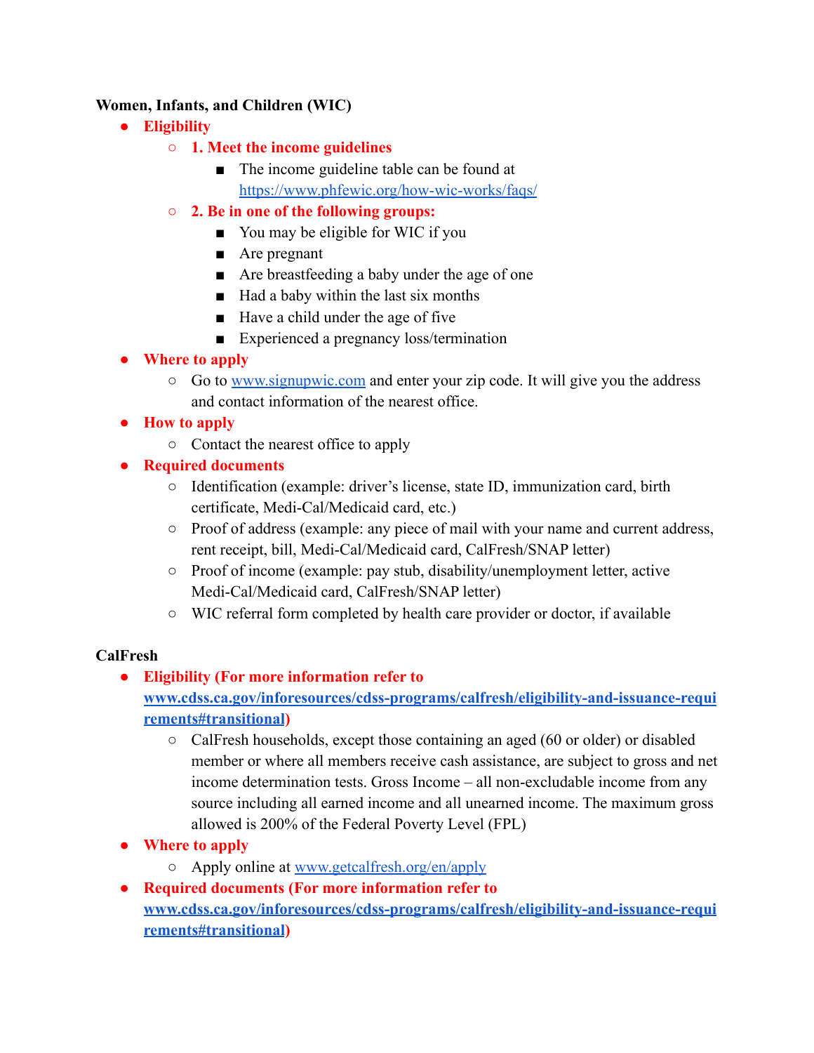**Women, Infants, and Children (WIC)**

- **Eligibility**
  - **1. Meet the income guidelines**
    - The income guideline table can be found at [https://www.phfewic.org/how-wic-works/faqs/](https://www.phfewic.org/how-wic-works/faqs/)
  - **2. Be in one of the following groups:**
    - You may be eligible for WIC if you
    - Are pregnant
    - Are breastfeeding a baby under the age of one
    - Had a baby within the last six months
    - Have a child under the age of five
    - Experienced a pregnancy loss/termination
- **Where to apply**
  - Go to [www.signupwic.com](www.signupwic.com) and enter your zip code. It will give you the address and contact information of the nearest office.
- **How to apply**
  - Contact the nearest office to apply
- **Required documents**
  - Identification (example: driver's license, state ID, immunization card, birth certificate, Medi-Cal/Medicaid card, etc.)
  - Proof of address (example: any piece of mail with your name and current address, rent receipt, bill, Medi-Cal/Medicaid card, CalFresh/SNAP letter)
  - Proof of income (example: pay stub, disability/unemployment letter, active Medi-Cal/Medicaid card, CalFresh/SNAP letter)
  - WIC referral form completed by health care provider or doctor, if available

**CalFresh**

- **Eligibility (For more information refer to [www.cdss.ca.gov/inforesources/cdss-programs/calfresh/eligibility-and-issuance-requirements#transitional](www.cdss.ca.gov/inforesources/cdss-programs/calfresh/eligibility-and-issuance-requirements#transitional))**
  - CalFresh households, except those containing an aged (60 or older) or disabled member or where all members receive cash assistance, are subject to gross and net income determination tests. Gross Income – all non-excludable income from any source including all earned income and all unearned income. The maximum gross allowed is 200% of the Federal Poverty Level (FPL)
- **Where to apply**
  - Apply online at [www.getcalfresh.org/en/apply](www.getcalfresh.org/en/apply)
- **Required documents (For more information refer to [www.cdss.ca.gov/inforesources/cdss-programs/calfresh/eligibility-and-issuance-requirements#transitional](www.cdss.ca.gov/inforesources/cdss-programs/calfresh/eligibility-and-issuance-requirements#transitional))**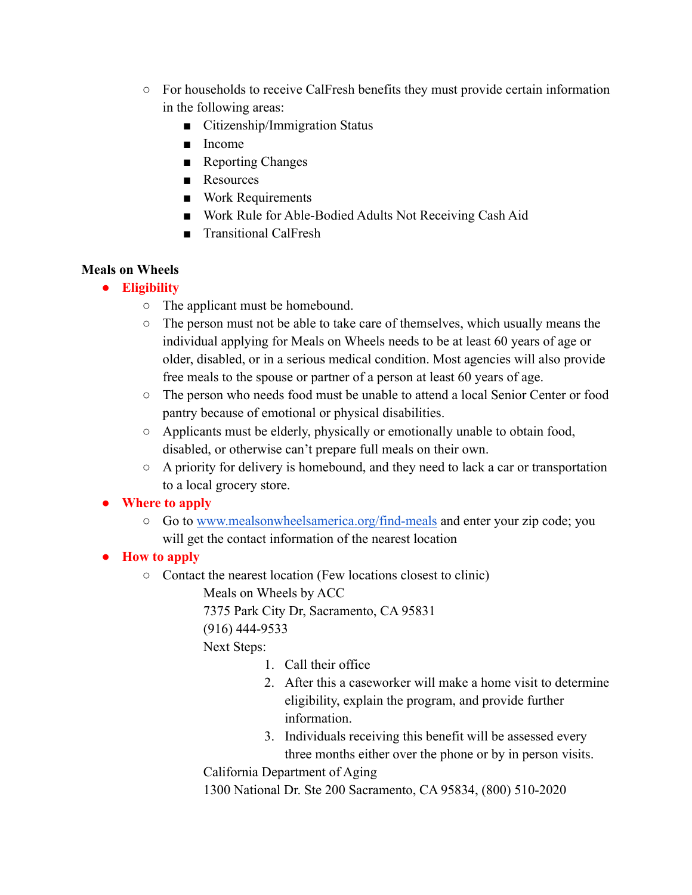- For households to receive CalFresh benefits they must provide certain information in the following areas:
    - Citizenship/Immigration Status
    - Income
    - Reporting Changes
    - Resources
    - Work Requirements
    - Work Rule for Able-Bodied Adults Not Receiving Cash Aid
    - Transitional CalFresh

**Meals on Wheels**

- **Eligibility**
  - The applicant must be homebound.
  - The person must not be able to take care of themselves, which usually means the individual applying for Meals on Wheels needs to be at least 60 years of age or older, disabled, or in a serious medical condition. Most agencies will also provide free meals to the spouse or partner of a person at least 60 years of age.
  - The person who needs food must be unable to attend a local Senior Center or food pantry because of emotional or physical disabilities.
  - Applicants must be elderly, physically or emotionally unable to obtain food, disabled, or otherwise can't prepare full meals on their own.
  - A priority for delivery is homebound, and they need to lack a car or transportation to a local grocery store.
- **Where to apply**
  - Go to [www.mealsonwheelsamerica.org/find-meals](http://www.mealsonwheelsamerica.org/find-meals) and enter your zip code; you will get the contact information of the nearest location
- **How to apply**
  - Contact the nearest location (Few locations closest to clinic)

    Meals on Wheels by ACC
    7375 Park City Dr, Sacramento, CA 95831
    (916) 444-9533
    Next Steps:

    1. Call their office
    2. After this a caseworker will make a home visit to determine eligibility, explain the program, and provide further information.
    3. Individuals receiving this benefit will be assessed every three months either over the phone or by in person visits.

    California Department of Aging
    1300 National Dr. Ste 200 Sacramento, CA 95834, (800) 510-2020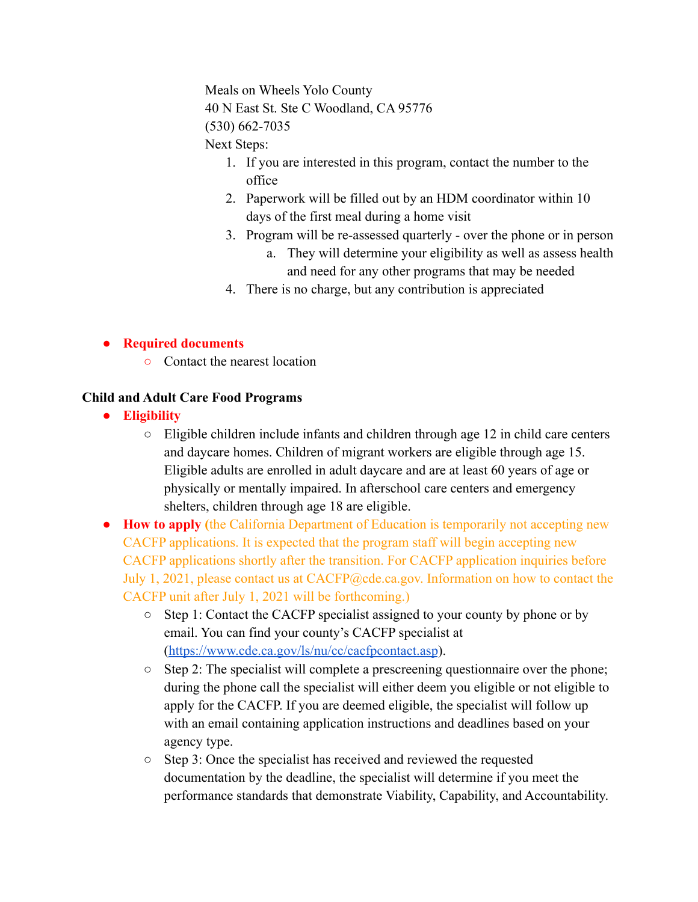Meals on Wheels Yolo County
40 N East St. Ste C Woodland, CA 95776
(530) 662-7035
Next Steps:

1. If you are interested in this program, contact the number to the office
2. Paperwork will be filled out by an HDM coordinator within 10 days of the first meal during a home visit
3. Program will be re-assessed quarterly - over the phone or in person
    a. They will determine your eligibility as well as assess health and need for any other programs that may be needed
4. There is no charge, but any contribution is appreciated

- **Required documents**
    - Contact the nearest location

**Child and Adult Care Food Programs**

- **Eligibility**
    - Eligible children include infants and children through age 12 in child care centers and daycare homes. Children of migrant workers are eligible through age 15. Eligible adults are enrolled in adult daycare and are at least 60 years of age or physically or mentally impaired. In afterschool care centers and emergency shelters, children through age 18 are eligible.
- **How to apply** (the California Department of Education is temporarily not accepting new CACFP applications. It is expected that the program staff will begin accepting new CACFP applications shortly after the transition. For CACFP application inquiries before July 1, 2021, please contact us at CACFP@cde.ca.gov. Information on how to contact the CACFP unit after July 1, 2021 will be forthcoming.)
    - Step 1: Contact the CACFP specialist assigned to your county by phone or by email. You can find your county's CACFP specialist at (https://www.cde.ca.gov/ls/nu/cc/cacfpcontact.asp).
    - Step 2: The specialist will complete a prescreening questionnaire over the phone; during the phone call the specialist will either deem you eligible or not eligible to apply for the CACFP. If you are deemed eligible, the specialist will follow up with an email containing application instructions and deadlines based on your agency type.
    - Step 3: Once the specialist has received and reviewed the requested documentation by the deadline, the specialist will determine if you meet the performance standards that demonstrate Viability, Capability, and Accountability.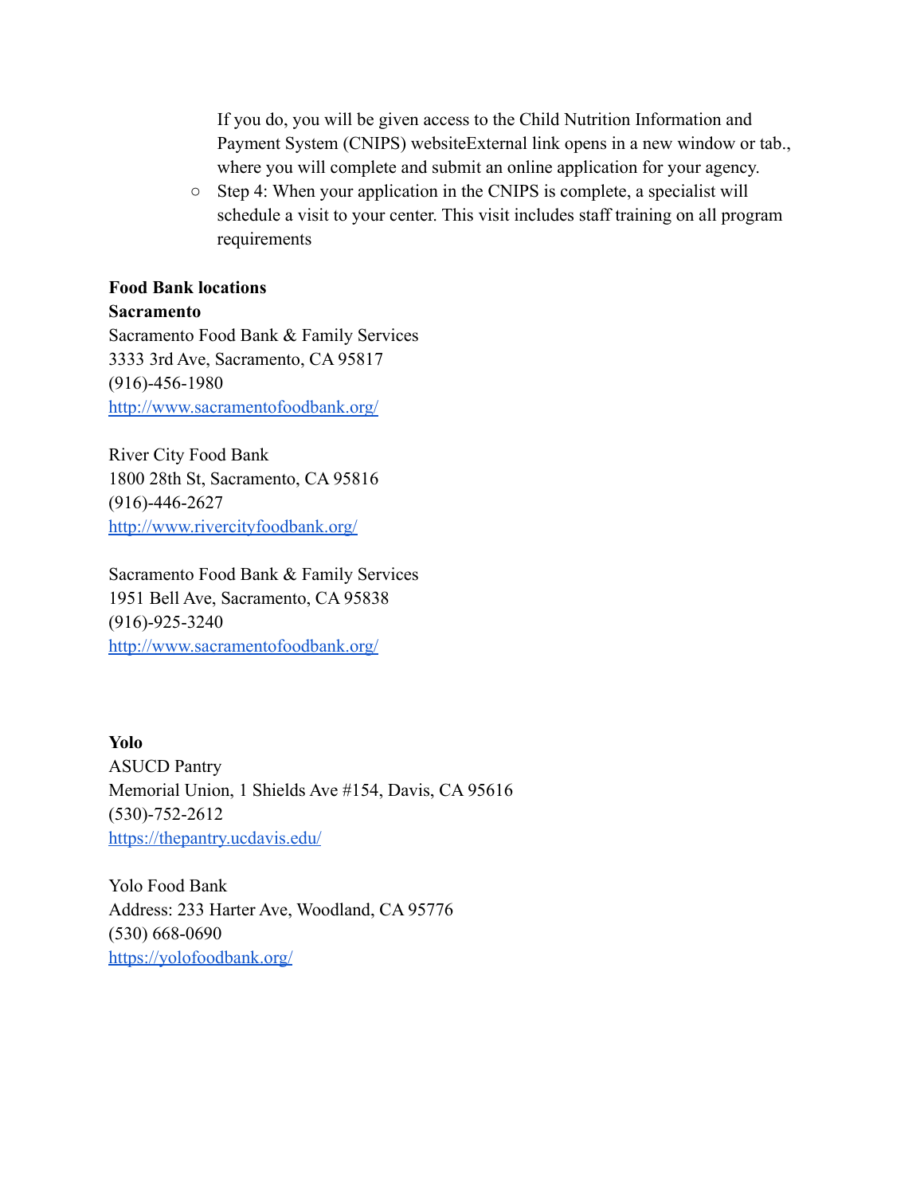If you do, you will be given access to the Child Nutrition Information and Payment System (CNIPS) websiteExternal link opens in a new window or tab., where you will complete and submit an online application for your agency.

- Step 4: When your application in the CNIPS is complete, a specialist will schedule a visit to your center. This visit includes staff training on all program requirements

**Food Bank locations**

**Sacramento**

Sacramento Food Bank & Family Services
3333 3rd Ave, Sacramento, CA 95817
(916)-456-1980
http://www.sacramentofoodbank.org/

River City Food Bank
1800 28th St, Sacramento, CA 95816
(916)-446-2627
http://www.rivercityfoodbank.org/

Sacramento Food Bank & Family Services
1951 Bell Ave, Sacramento, CA 95838
(916)-925-3240
http://www.sacramentofoodbank.org/

**Yolo**

ASUCD Pantry
Memorial Union, 1 Shields Ave #154, Davis, CA 95616
(530)-752-2612
https://thepantry.ucdavis.edu/

Yolo Food Bank
Address: 233 Harter Ave, Woodland, CA 95776
(530) 668-0690
https://yolofoodbank.org/